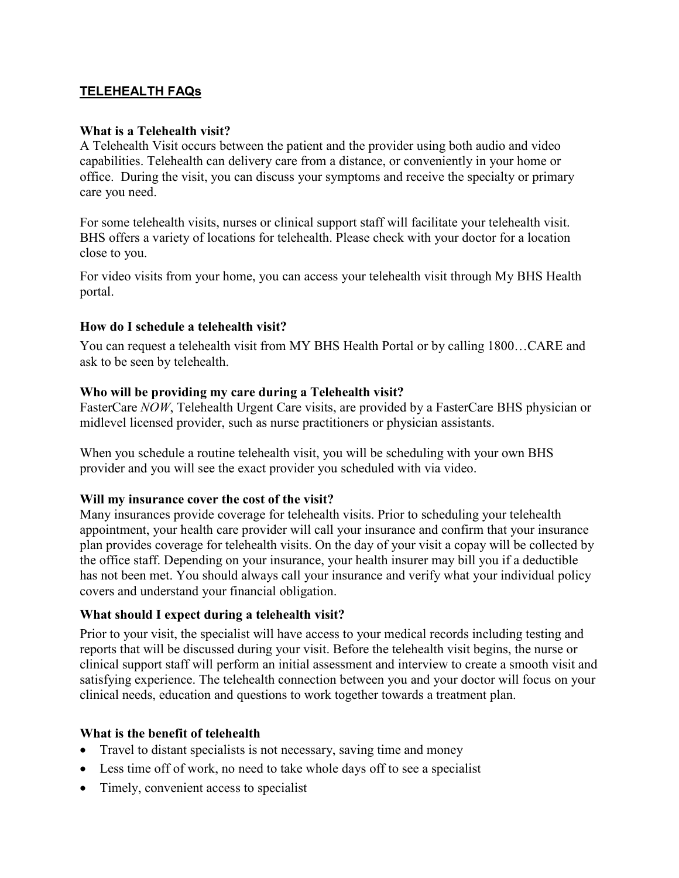## TELEHEALTH FAQs

**What is a Telehealth visit?**

A Telehealth Visit occurs between the patient and the provider using both audio and video capabilities. Telehealth can delivery care from a distance, or conveniently in your home or office. During the visit, you can discuss your symptoms and receive the specialty or primary care you need.

For some telehealth visits, nurses or clinical support staff will facilitate your telehealth visit. BHS offers a variety of locations for telehealth. Please check with your doctor for a location close to you.

For video visits from your home, you can access your telehealth visit through My BHS Health portal.

**How do I schedule a telehealth visit?**

You can request a telehealth visit from MY BHS Health Portal or by calling 1800…CARE and ask to be seen by telehealth.

**Who will be providing my care during a Telehealth visit?**

FasterCare *NOW*, Telehealth Urgent Care visits, are provided by a FasterCare BHS physician or midlevel licensed provider, such as nurse practitioners or physician assistants.

When you schedule a routine telehealth visit, you will be scheduling with your own BHS provider and you will see the exact provider you scheduled with via video.

**Will my insurance cover the cost of the visit?**

Many insurances provide coverage for telehealth visits. Prior to scheduling your telehealth appointment, your health care provider will call your insurance and confirm that your insurance plan provides coverage for telehealth visits. On the day of your visit a copay will be collected by the office staff. Depending on your insurance, your health insurer may bill you if a deductible has not been met. You should always call your insurance and verify what your individual policy covers and understand your financial obligation.

**What should I expect during a telehealth visit?**

Prior to your visit, the specialist will have access to your medical records including testing and reports that will be discussed during your visit. Before the telehealth visit begins, the nurse or clinical support staff will perform an initial assessment and interview to create a smooth visit and satisfying experience. The telehealth connection between you and your doctor will focus on your clinical needs, education and questions to work together towards a treatment plan.

**What is the benefit of telehealth**

- Travel to distant specialists is not necessary, saving time and money
- Less time off of work, no need to take whole days off to see a specialist
- Timely, convenient access to specialist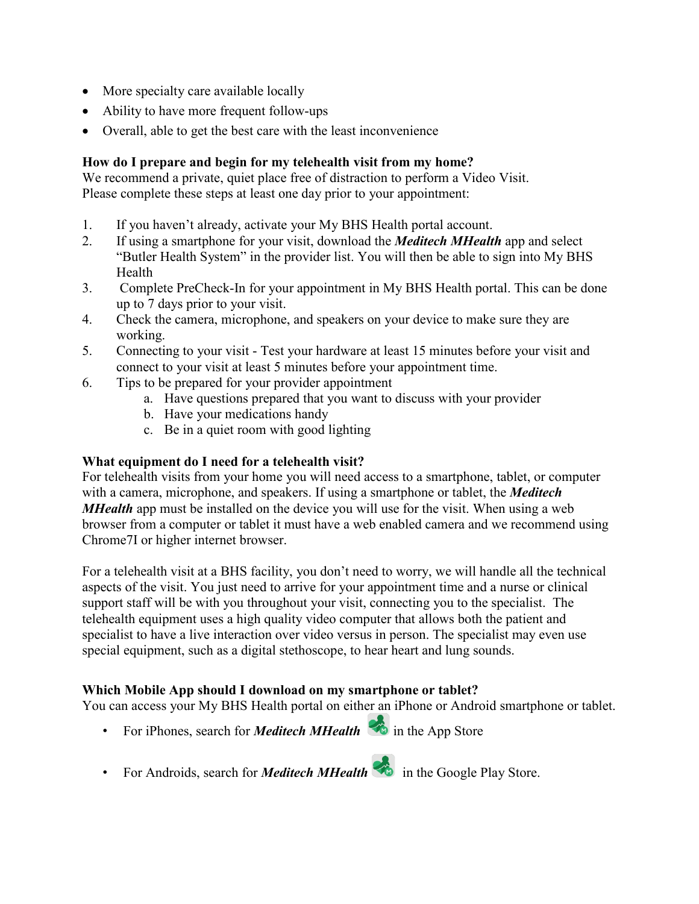- More specialty care available locally
- Ability to have more frequent follow-ups
- Overall, able to get the best care with the least inconvenience

**How do I prepare and begin for my telehealth visit from my home?**
We recommend a private, quiet place free of distraction to perform a Video Visit.
Please complete these steps at least one day prior to your appointment:

1. If you haven't already, activate your My BHS Health portal account.
2. If using a smartphone for your visit, download the ***Meditech MHealth*** app and select "Butler Health System" in the provider list. You will then be able to sign into My BHS Health
3. Complete PreCheck-In for your appointment in My BHS Health portal. This can be done up to 7 days prior to your visit.
4. Check the camera, microphone, and speakers on your device to make sure they are working.
5. Connecting to your visit - Test your hardware at least 15 minutes before your visit and connect to your visit at least 5 minutes before your appointment time.
6. Tips to be prepared for your provider appointment
   a. Have questions prepared that you want to discuss with your provider
   b. Have your medications handy
   c. Be in a quiet room with good lighting

**What equipment do I need for a telehealth visit?**
For telehealth visits from your home you will need access to a smartphone, tablet, or computer with a camera, microphone, and speakers. If using a smartphone or tablet, the ***Meditech MHealth*** app must be installed on the device you will use for the visit. When using a web browser from a computer or tablet it must have a web enabled camera and we recommend using Chrome7I or higher internet browser.

For a telehealth visit at a BHS facility, you don't need to worry, we will handle all the technical aspects of the visit. You just need to arrive for your appointment time and a nurse or clinical support staff will be with you throughout your visit, connecting you to the specialist. The telehealth equipment uses a high quality video computer that allows both the patient and specialist to have a live interaction over video versus in person. The specialist may even use special equipment, such as a digital stethoscope, to hear heart and lung sounds.

**Which Mobile App should I download on my smartphone or tablet?**
You can access your My BHS Health portal on either an iPhone or Android smartphone or tablet.

- For iPhones, search for ***Meditech MHealth*** in the App Store
- For Androids, search for ***Meditech MHealth*** in the Google Play Store.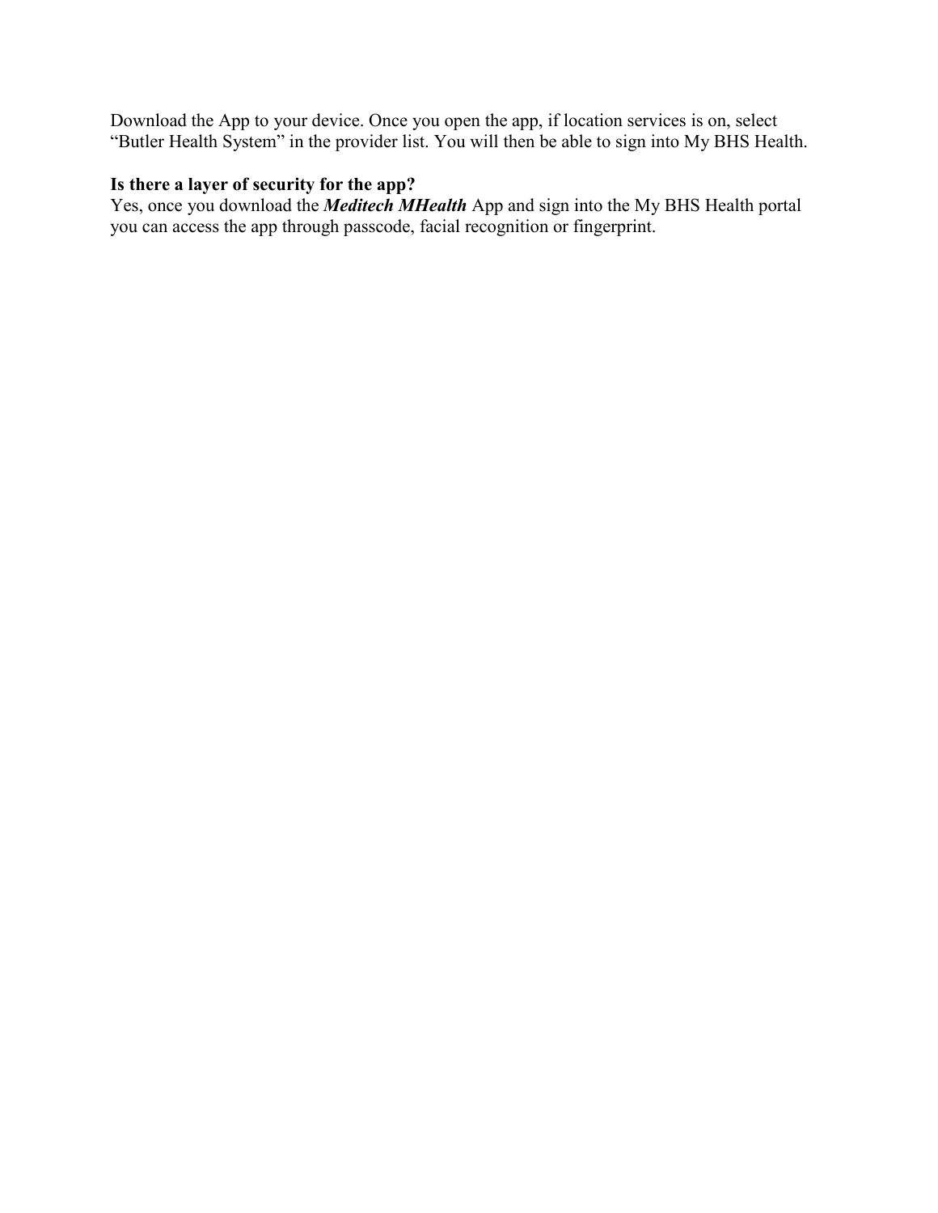Download the App to your device. Once you open the app, if location services is on, select "Butler Health System" in the provider list. You will then be able to sign into My BHS Health.

**Is there a layer of security for the app?**

Yes, once you download the ***Meditech MHealth*** App and sign into the My BHS Health portal you can access the app through passcode, facial recognition or fingerprint.